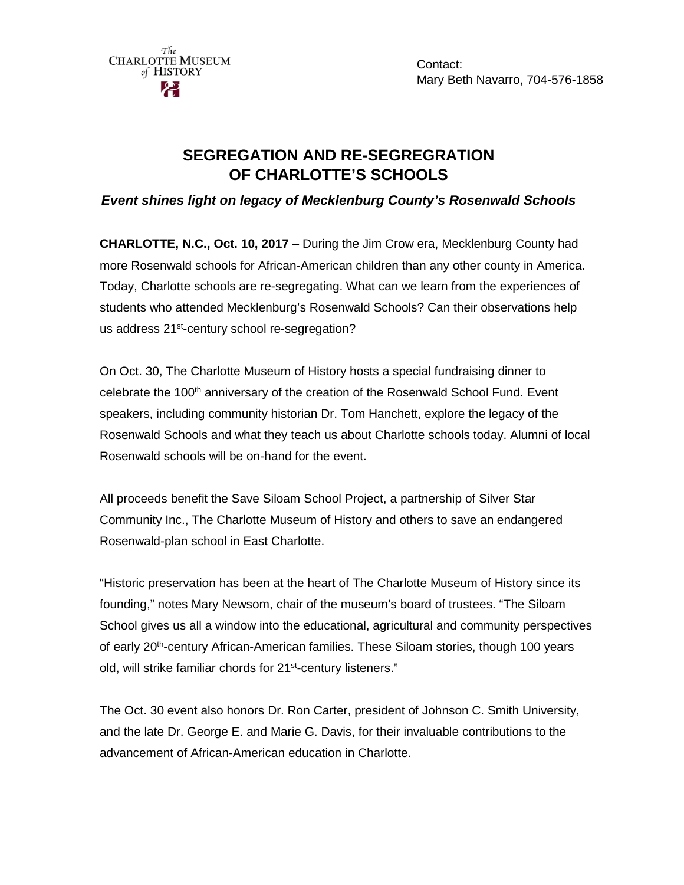The CHARLOTTE MUSEUM of HISTORY

Contact:
Mary Beth Navarro, 704-576-1858

# SEGREGATION AND RE-SEGREGRATION OF CHARLOTTE'S SCHOOLS

***Event shines light on legacy of Mecklenburg County's Rosenwald Schools***

**CHARLOTTE, N.C., Oct. 10, 2017** – During the Jim Crow era, Mecklenburg County had more Rosenwald schools for African-American children than any other county in America. Today, Charlotte schools are re-segregating. What can we learn from the experiences of students who attended Mecklenburg's Rosenwald Schools? Can their observations help us address 21st-century school re-segregation?

On Oct. 30, The Charlotte Museum of History hosts a special fundraising dinner to celebrate the 100th anniversary of the creation of the Rosenwald School Fund. Event speakers, including community historian Dr. Tom Hanchett, explore the legacy of the Rosenwald Schools and what they teach us about Charlotte schools today. Alumni of local Rosenwald schools will be on-hand for the event.

All proceeds benefit the Save Siloam School Project, a partnership of Silver Star Community Inc., The Charlotte Museum of History and others to save an endangered Rosenwald-plan school in East Charlotte.

"Historic preservation has been at the heart of The Charlotte Museum of History since its founding," notes Mary Newsom, chair of the museum's board of trustees. "The Siloam School gives us all a window into the educational, agricultural and community perspectives of early 20th-century African-American families. These Siloam stories, though 100 years old, will strike familiar chords for 21st-century listeners."

The Oct. 30 event also honors Dr. Ron Carter, president of Johnson C. Smith University, and the late Dr. George E. and Marie G. Davis, for their invaluable contributions to the advancement of African-American education in Charlotte.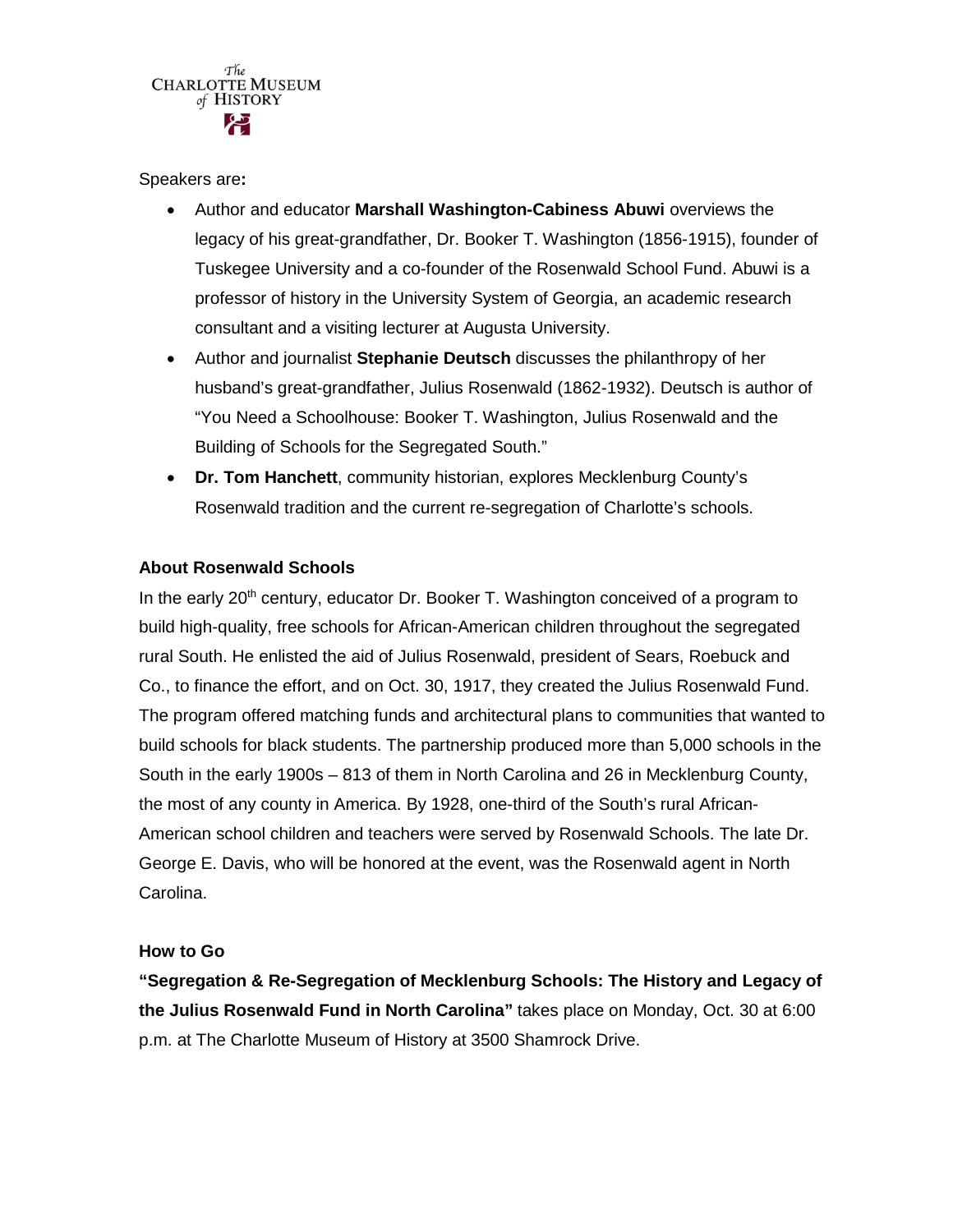Speakers are**:**

- Author and educator **Marshall Washington-Cabiness Abuwi** overviews the legacy of his great-grandfather, Dr. Booker T. Washington (1856-1915), founder of Tuskegee University and a co-founder of the Rosenwald School Fund. Abuwi is a professor of history in the University System of Georgia, an academic research consultant and a visiting lecturer at Augusta University.
- Author and journalist **Stephanie Deutsch** discusses the philanthropy of her husband's great-grandfather, Julius Rosenwald (1862-1932). Deutsch is author of "You Need a Schoolhouse: Booker T. Washington, Julius Rosenwald and the Building of Schools for the Segregated South."
- **Dr. Tom Hanchett**, community historian, explores Mecklenburg County's Rosenwald tradition and the current re-segregation of Charlotte's schools.

**About Rosenwald Schools**

In the early 20th century, educator Dr. Booker T. Washington conceived of a program to build high-quality, free schools for African-American children throughout the segregated rural South. He enlisted the aid of Julius Rosenwald, president of Sears, Roebuck and Co., to finance the effort, and on Oct. 30, 1917, they created the Julius Rosenwald Fund. The program offered matching funds and architectural plans to communities that wanted to build schools for black students. The partnership produced more than 5,000 schools in the South in the early 1900s – 813 of them in North Carolina and 26 in Mecklenburg County, the most of any county in America. By 1928, one-third of the South's rural African-American school children and teachers were served by Rosenwald Schools. The late Dr. George E. Davis, who will be honored at the event, was the Rosenwald agent in North Carolina.

**How to Go**

**"Segregation & Re-Segregation of Mecklenburg Schools: The History and Legacy of the Julius Rosenwald Fund in North Carolina"** takes place on Monday, Oct. 30 at 6:00 p.m. at The Charlotte Museum of History at 3500 Shamrock Drive.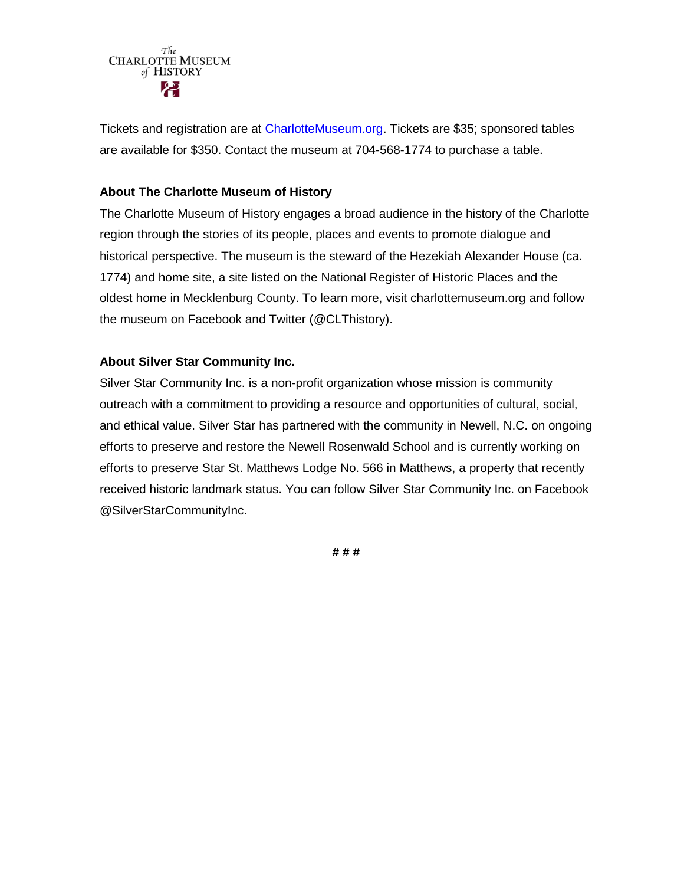Tickets and registration are at [CharlotteMuseum.org](CharlotteMuseum.org). Tickets are $35; sponsored tables are available for $350. Contact the museum at 704-568-1774 to purchase a table.

**About The Charlotte Museum of History**

The Charlotte Museum of History engages a broad audience in the history of the Charlotte region through the stories of its people, places and events to promote dialogue and historical perspective. The museum is the steward of the Hezekiah Alexander House (ca. 1774) and home site, a site listed on the National Register of Historic Places and the oldest home in Mecklenburg County. To learn more, visit charlottemuseum.org and follow the museum on Facebook and Twitter (@CLThistory).

**About Silver Star Community Inc.**

Silver Star Community Inc. is a non-profit organization whose mission is community outreach with a commitment to providing a resource and opportunities of cultural, social, and ethical value. Silver Star has partnered with the community in Newell, N.C. on ongoing efforts to preserve and restore the Newell Rosenwald School and is currently working on efforts to preserve Star St. Matthews Lodge No. 566 in Matthews, a property that recently received historic landmark status. You can follow Silver Star Community Inc. on Facebook @SilverStarCommunityInc.

# # #